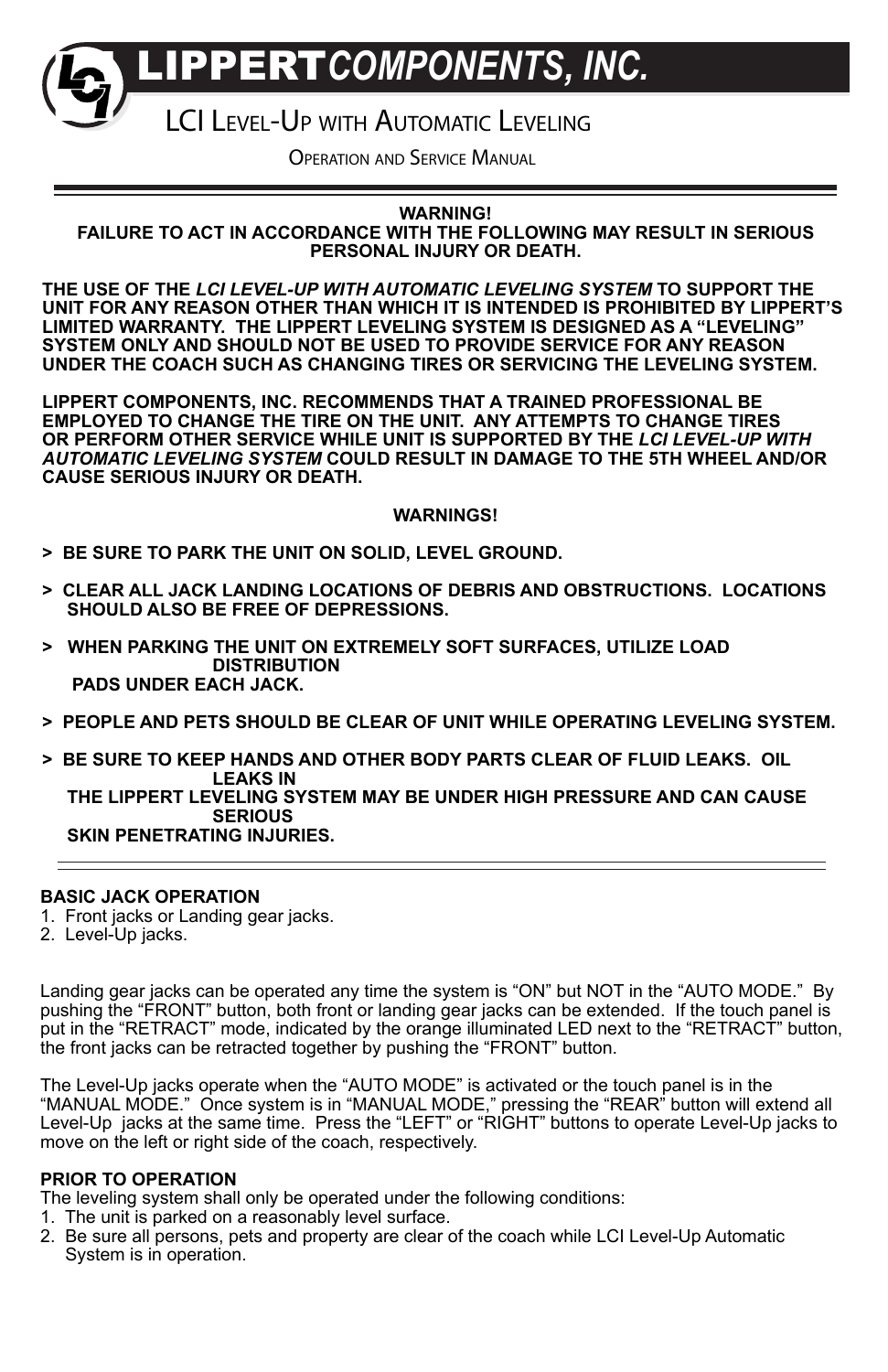# LIPPERT COMPONENTS, INC.

## LCI Level-Up with Automatic Leveling

### Operation and Service Manual

**WARNING!**
**FAILURE TO ACT IN ACCORDANCE WITH THE FOLLOWING MAY RESULT IN SERIOUS PERSONAL INJURY OR DEATH.**

**THE USE OF THE *LCI LEVEL-UP WITH AUTOMATIC LEVELING SYSTEM* TO SUPPORT THE UNIT FOR ANY REASON OTHER THAN WHICH IT IS INTENDED IS PROHIBITED BY LIPPERT'S LIMITED WARRANTY. THE LIPPERT LEVELING SYSTEM IS DESIGNED AS A "LEVELING" SYSTEM ONLY AND SHOULD NOT BE USED TO PROVIDE SERVICE FOR ANY REASON UNDER THE COACH SUCH AS CHANGING TIRES OR SERVICING THE LEVELING SYSTEM.**

**LIPPERT COMPONENTS, INC. RECOMMENDS THAT A TRAINED PROFESSIONAL BE EMPLOYED TO CHANGE THE TIRE ON THE UNIT. ANY ATTEMPTS TO CHANGE TIRES OR PERFORM OTHER SERVICE WHILE UNIT IS SUPPORTED BY THE *LCI LEVEL-UP WITH AUTOMATIC LEVELING SYSTEM* COULD RESULT IN DAMAGE TO THE 5TH WHEEL AND/OR CAUSE SERIOUS INJURY OR DEATH.**

**WARNINGS!**

**> BE SURE TO PARK THE UNIT ON SOLID, LEVEL GROUND.**

**> CLEAR ALL JACK LANDING LOCATIONS OF DEBRIS AND OBSTRUCTIONS. LOCATIONS SHOULD ALSO BE FREE OF DEPRESSIONS.**

**> WHEN PARKING THE UNIT ON EXTREMELY SOFT SURFACES, UTILIZE LOAD DISTRIBUTION PADS UNDER EACH JACK.**

**> PEOPLE AND PETS SHOULD BE CLEAR OF UNIT WHILE OPERATING LEVELING SYSTEM.**

**> BE SURE TO KEEP HANDS AND OTHER BODY PARTS CLEAR OF FLUID LEAKS. OIL LEAKS IN THE LIPPERT LEVELING SYSTEM MAY BE UNDER HIGH PRESSURE AND CAN CAUSE SERIOUS SKIN PENETRATING INJURIES.**

---

**BASIC JACK OPERATION**

1. Front jacks or Landing gear jacks.
2. Level-Up jacks.

Landing gear jacks can be operated any time the system is "ON" but NOT in the "AUTO MODE." By pushing the "FRONT" button, both front or landing gear jacks can be extended. If the touch panel is put in the "RETRACT" mode, indicated by the orange illuminated LED next to the "RETRACT" button, the front jacks can be retracted together by pushing the "FRONT" button.

The Level-Up jacks operate when the "AUTO MODE" is activated or the touch panel is in the "MANUAL MODE." Once system is in "MANUAL MODE," pressing the "REAR" button will extend all Level-Up jacks at the same time. Press the "LEFT" or "RIGHT" buttons to operate Level-Up jacks to move on the left or right side of the coach, respectively.

**PRIOR TO OPERATION**

The leveling system shall only be operated under the following conditions:

1. The unit is parked on a reasonably level surface.
2. Be sure all persons, pets and property are clear of the coach while LCI Level-Up Automatic System is in operation.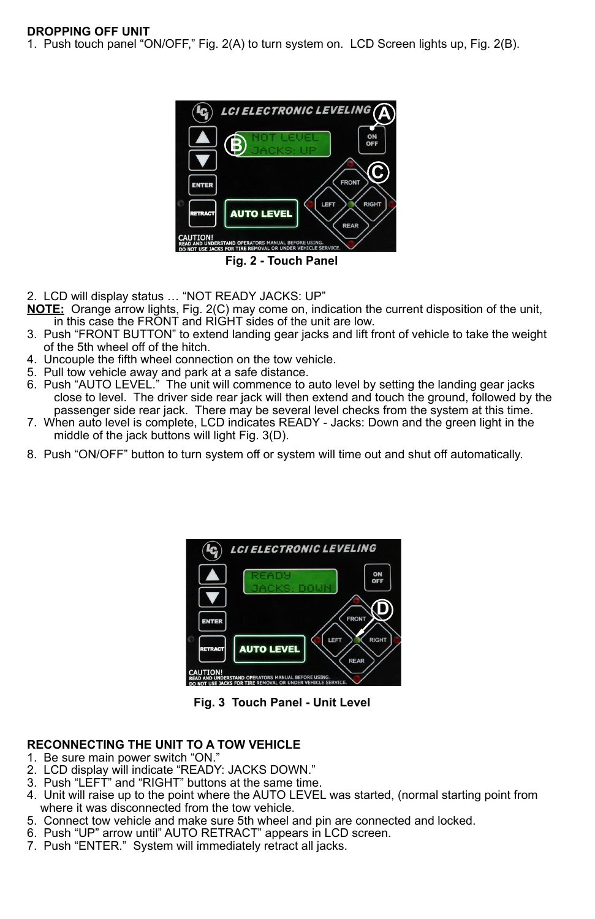**DROPPING OFF UNIT**

1. Push touch panel “ON/OFF,” Fig. 2(A) to turn system on. LCD Screen lights up, Fig. 2(B).

Fig. 2 - Touch Panel

2. LCD will display status … “NOT READY JACKS: UP”

**NOTE:** Orange arrow lights, Fig. 2(C) may come on, indication the current disposition of the unit, in this case the FRONT and RIGHT sides of the unit are low.

3. Push “FRONT BUTTON” to extend landing gear jacks and lift front of vehicle to take the weight of the 5th wheel off of the hitch.
4. Uncouple the fifth wheel connection on the tow vehicle.
5. Pull tow vehicle away and park at a safe distance.
6. Push “AUTO LEVEL.” The unit will commence to auto level by setting the landing gear jacks close to level. The driver side rear jack will then extend and touch the ground, followed by the passenger side rear jack. There may be several level checks from the system at this time.
7. When auto level is complete, LCD indicates READY - Jacks: Down and the green light in the middle of the jack buttons will light Fig. 3(D).
8. Push “ON/OFF” button to turn system off or system will time out and shut off automatically.

Fig. 3 Touch Panel - Unit Level

**RECONNECTING THE UNIT TO A TOW VEHICLE**

1. Be sure main power switch “ON.”
2. LCD display will indicate “READY: JACKS DOWN.”
3. Push “LEFT” and “RIGHT” buttons at the same time.
4. Unit will raise up to the point where the AUTO LEVEL was started, (normal starting point from where it was disconnected from the tow vehicle.
5. Connect tow vehicle and make sure 5th wheel and pin are connected and locked.
6. Push “UP” arrow until” AUTO RETRACT” appears in LCD screen.
7. Push “ENTER.” System will immediately retract all jacks.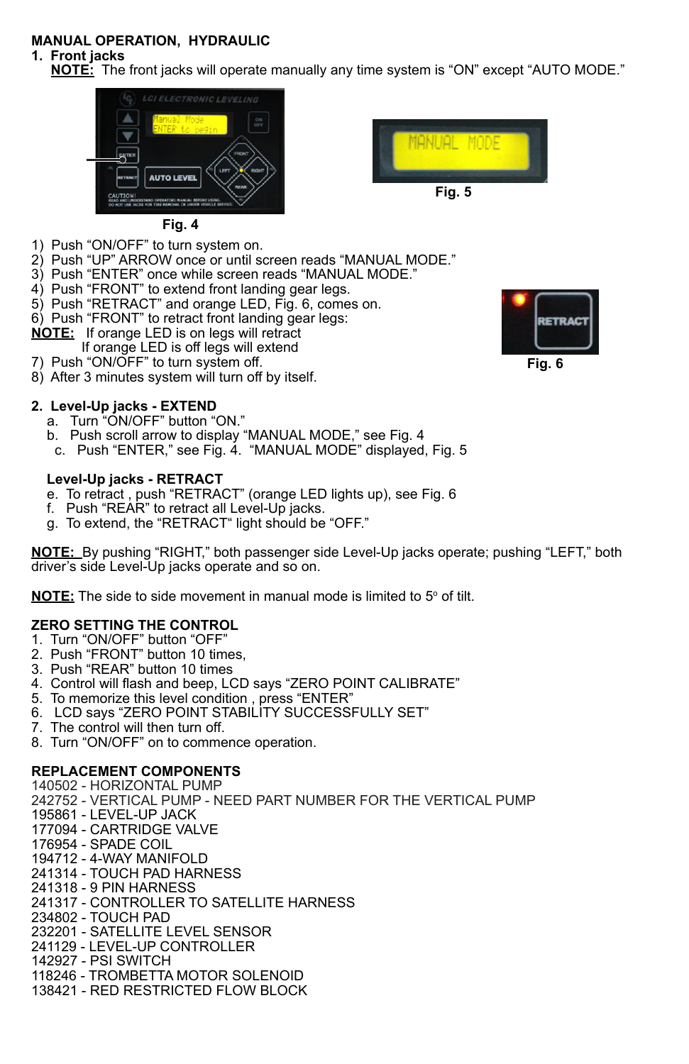## MANUAL OPERATION, HYDRAULIC

### 1. Front jacks

**NOTE:** The front jacks will operate manually any time system is "ON" except "AUTO MODE."

Fig. 4

Fig. 5

1) Push "ON/OFF" to turn system on.
2) Push "UP" ARROW once or until screen reads "MANUAL MODE."
3) Push "ENTER" once while screen reads "MANUAL MODE."
4) Push "FRONT" to extend front landing gear legs.
5) Push "RETRACT" and orange LED, Fig. 6, comes on.
6) Push "FRONT" to retract front landing gear legs:

**NOTE:** If orange LED is on legs will retract
If orange LED is off legs will extend

7) Push "ON/OFF" to turn system off.
8) After 3 minutes system will turn off by itself.

Fig. 6

### 2. Level-Up jacks - EXTEND

a. Turn "ON/OFF" button "ON."
b. Push scroll arrow to display "MANUAL MODE," see Fig. 4
c. Push "ENTER," see Fig. 4. "MANUAL MODE" displayed, Fig. 5

**Level-Up jacks - RETRACT**

e. To retract , push "RETRACT" (orange LED lights up), see Fig. 6
f. Push "REAR" to retract all Level-Up jacks.
g. To extend, the "RETRACT" light should be "OFF."

**NOTE:** By pushing "RIGHT," both passenger side Level-Up jacks operate; pushing "LEFT," both driver's side Level-Up jacks operate and so on.

**NOTE:** The side to side movement in manual mode is limited to 5° of tilt.

## ZERO SETTING THE CONTROL

1. Turn "ON/OFF" button "OFF"
2. Push "FRONT" button 10 times,
3. Push "REAR" button 10 times
4. Control will flash and beep, LCD says "ZERO POINT CALIBRATE"
5. To memorize this level condition , press "ENTER"
6. LCD says "ZERO POINT STABILITY SUCCESSFULLY SET"
7. The control will then turn off.
8. Turn "ON/OFF" on to commence operation.

## REPLACEMENT COMPONENTS

140502 - HORIZONTAL PUMP
242752 - VERTICAL PUMP - NEED PART NUMBER FOR THE VERTICAL PUMP
195861 - LEVEL-UP JACK
177094 - CARTRIDGE VALVE
176954 - SPADE COIL
194712 - 4-WAY MANIFOLD
241314 - TOUCH PAD HARNESS
241318 - 9 PIN HARNESS
241317 - CONTROLLER TO SATELLITE HARNESS
234802 - TOUCH PAD
232201 - SATELLITE LEVEL SENSOR
241129 - LEVEL-UP CONTROLLER
142927 - PSI SWITCH
118246 - TROMBETTA MOTOR SOLENOID
138421 - RED RESTRICTED FLOW BLOCK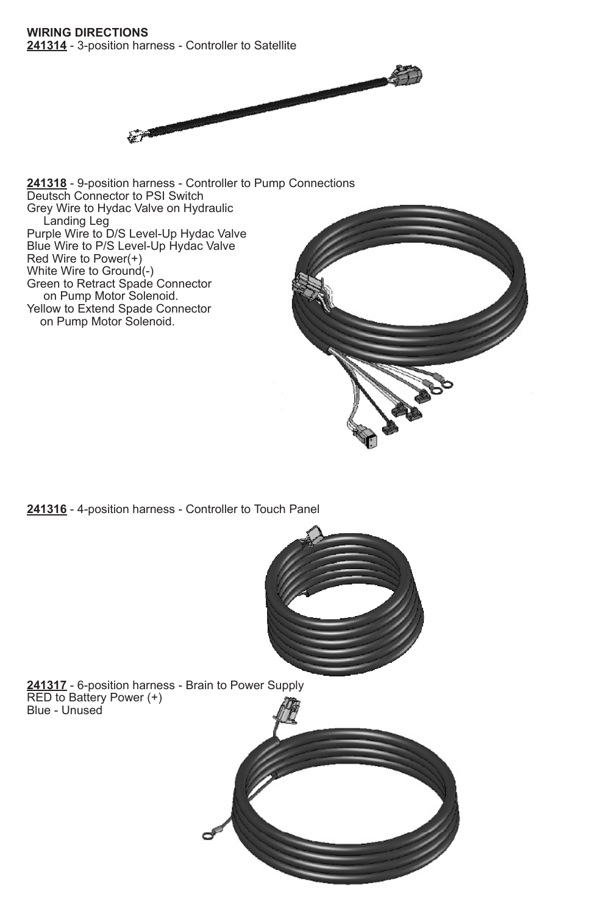**WIRING DIRECTIONS**

**241314** - 3-position harness - Controller to Satellite

**241318** - 9-position harness - Controller to Pump Connections

Deutsch Connector to PSI Switch
Grey Wire to Hydac Valve on Hydraulic Landing Leg
Purple Wire to D/S Level-Up Hydac Valve
Blue Wire to P/S Level-Up Hydac Valve
Red Wire to Power(+)
White Wire to Ground(-)
Green to Retract Spade Connector on Pump Motor Solenoid.
Yellow to Extend Spade Connector on Pump Motor Solenoid.

**241316** - 4-position harness - Controller to Touch Panel

**241317** - 6-position harness - Brain to Power Supply

RED to Battery Power (+)
Blue - Unused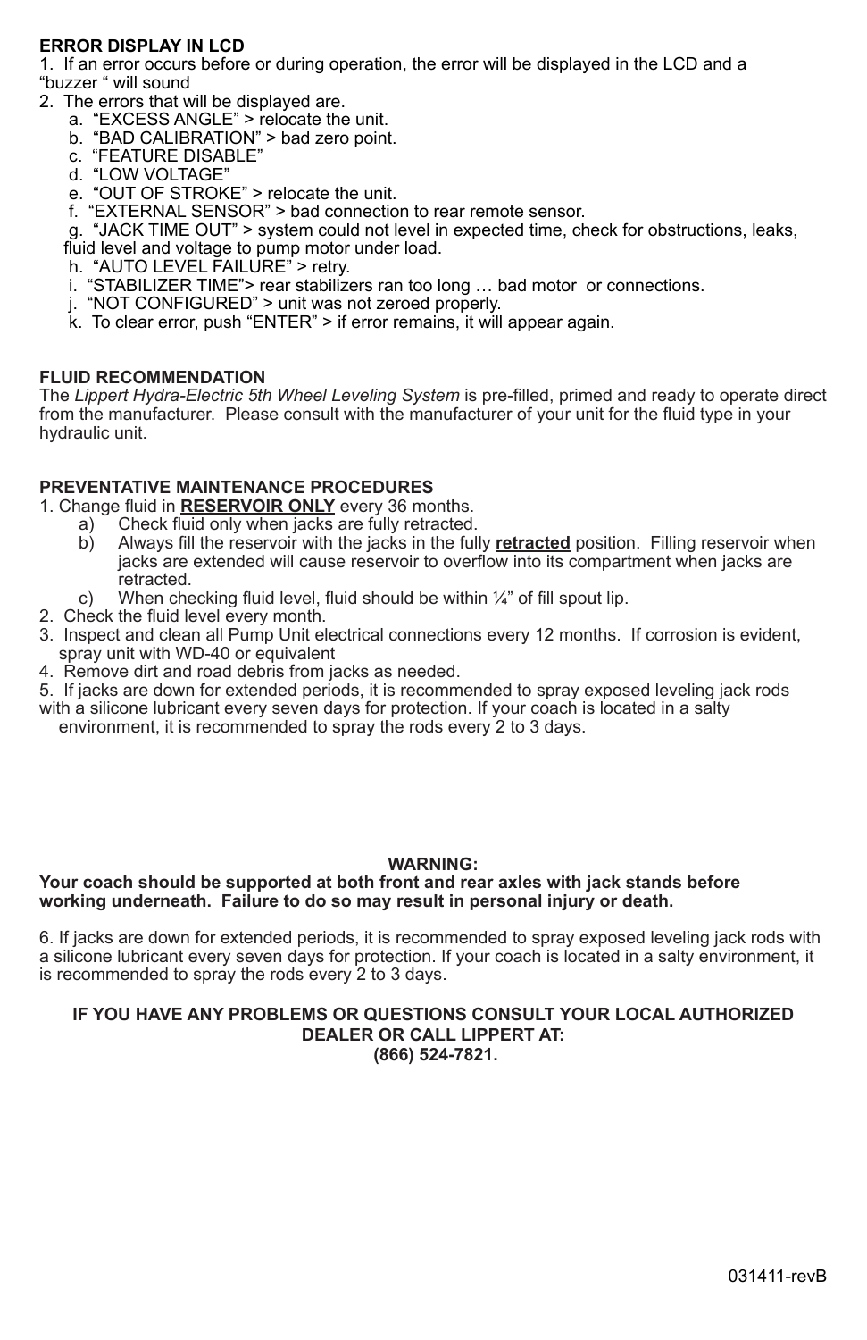**ERROR DISPLAY IN LCD**

1. If an error occurs before or during operation, the error will be displayed in the LCD and a "buzzer " will sound
2. The errors that will be displayed are.
   a. "EXCESS ANGLE" > relocate the unit.
   b. "BAD CALIBRATION" > bad zero point.
   c. "FEATURE DISABLE"
   d. "LOW VOLTAGE"
   e. "OUT OF STROKE" > relocate the unit.
   f. "EXTERNAL SENSOR" > bad connection to rear remote sensor.
   g. "JACK TIME OUT" > system could not level in expected time, check for obstructions, leaks, fluid level and voltage to pump motor under load.
   h. "AUTO LEVEL FAILURE" > retry.
   i. "STABILIZER TIME"> rear stabilizers ran too long … bad motor or connections.
   j. "NOT CONFIGURED" > unit was not zeroed properly.
   k. To clear error, push "ENTER" > if error remains, it will appear again.

**FLUID RECOMMENDATION**

The *Lippert Hydra-Electric 5th Wheel Leveling System* is pre-filled, primed and ready to operate direct from the manufacturer. Please consult with the manufacturer of your unit for the fluid type in your hydraulic unit.

**PREVENTATIVE MAINTENANCE PROCEDURES**

1. Change fluid in **RESERVOIR ONLY** every 36 months.
   a) Check fluid only when jacks are fully retracted.
   b) Always fill the reservoir with the jacks in the fully **retracted** position. Filling reservoir when jacks are extended will cause reservoir to overflow into its compartment when jacks are retracted.
   c) When checking fluid level, fluid should be within ¼" of fill spout lip.
2. Check the fluid level every month.
3. Inspect and clean all Pump Unit electrical connections every 12 months. If corrosion is evident, spray unit with WD-40 or equivalent
4. Remove dirt and road debris from jacks as needed.
5. If jacks are down for extended periods, it is recommended to spray exposed leveling jack rods with a silicone lubricant every seven days for protection. If your coach is located in a salty environment, it is recommended to spray the rods every 2 to 3 days.

**WARNING:**
**Your coach should be supported at both front and rear axles with jack stands before working underneath. Failure to do so may result in personal injury or death.**

6. If jacks are down for extended periods, it is recommended to spray exposed leveling jack rods with a silicone lubricant every seven days for protection. If your coach is located in a salty environment, it is recommended to spray the rods every 2 to 3 days.

**IF YOU HAVE ANY PROBLEMS OR QUESTIONS CONSULT YOUR LOCAL AUTHORIZED DEALER OR CALL LIPPERT AT:**
**(866) 524-7821.**

031411-revB